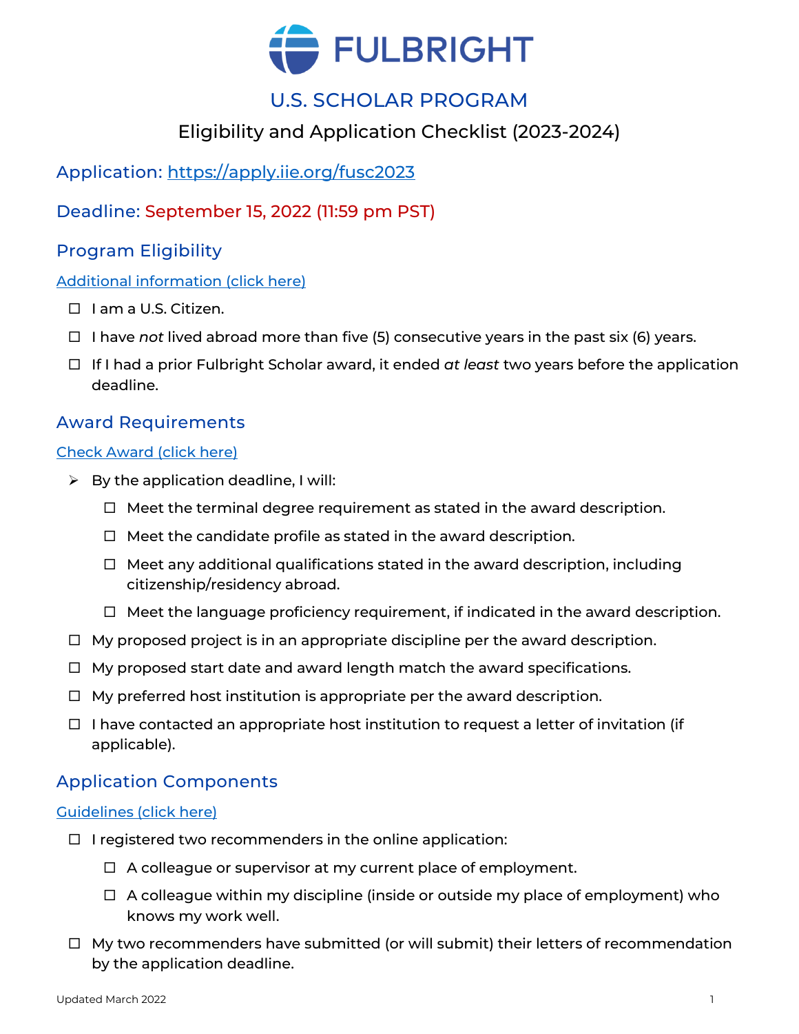# FULBRIGHT

## U.S. SCHOLAR PROGRAM

### Eligibility and Application Checklist (2023-2024)

## Application: https://apply.iie.org/fusc2023

## Deadline: September 15, 2022 (11:59 pm PST)

## Program Eligibility

[Additional information (click here)]

- ☐ I am a U.S. Citizen.
- ☐ I have *not* lived abroad more than five (5) consecutive years in the past six (6) years.
- ☐ If I had a prior Fulbright Scholar award, it ended *at least* two years before the application deadline.

## Award Requirements

[Check Award (click here)]

- ➢ By the application deadline, I will:
  - ☐ Meet the terminal degree requirement as stated in the award description.
  - ☐ Meet the candidate profile as stated in the award description.
  - ☐ Meet any additional qualifications stated in the award description, including citizenship/residency abroad.
  - ☐ Meet the language proficiency requirement, if indicated in the award description.
- ☐ My proposed project is in an appropriate discipline per the award description.
- ☐ My proposed start date and award length match the award specifications.
- ☐ My preferred host institution is appropriate per the award description.
- ☐ I have contacted an appropriate host institution to request a letter of invitation (if applicable).

## Application Components

[Guidelines (click here)]

- ☐ I registered two recommenders in the online application:
  - ☐ A colleague or supervisor at my current place of employment.
  - ☐ A colleague within my discipline (inside or outside my place of employment) who knows my work well.
- ☐ My two recommenders have submitted (or will submit) their letters of recommendation by the application deadline.

Updated March 2022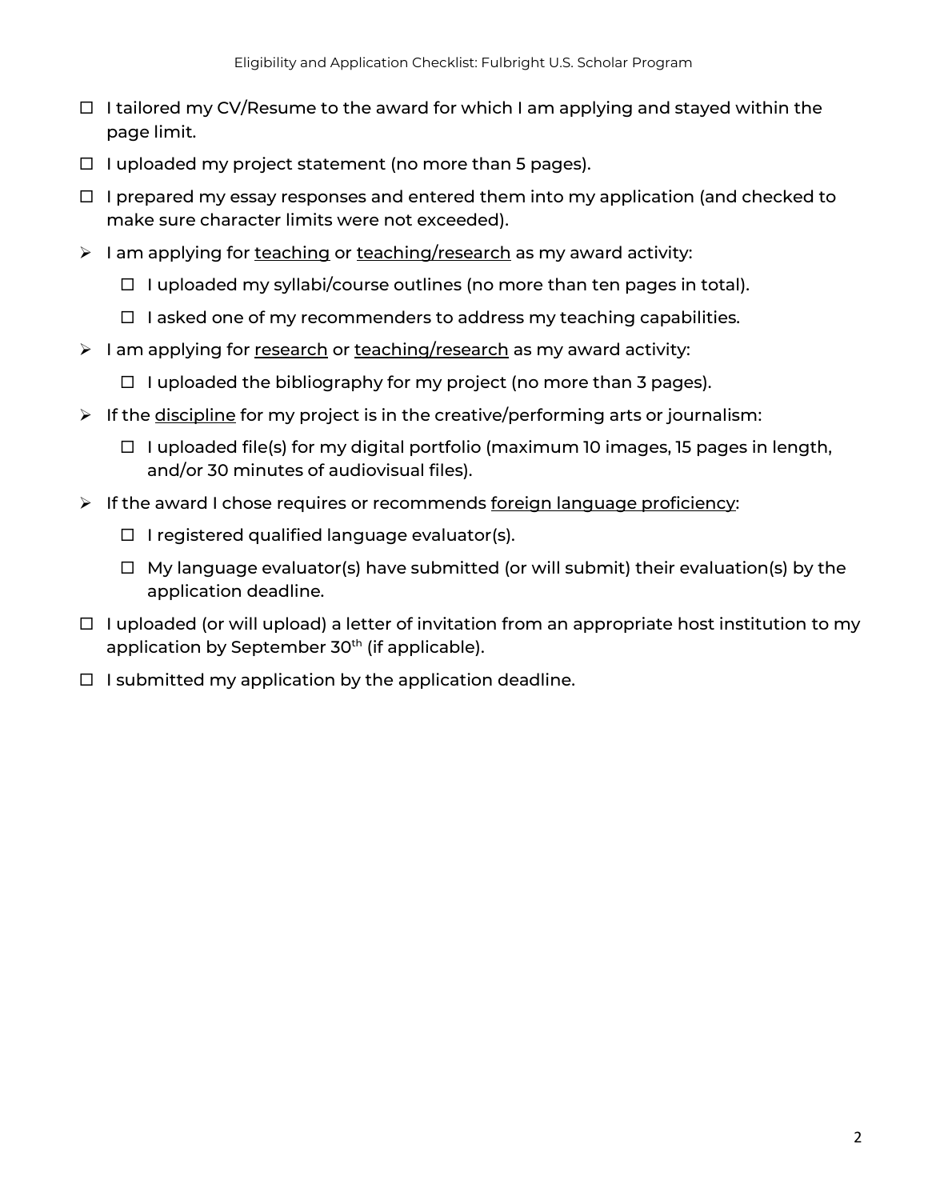- ☐ I tailored my CV/Resume to the award for which I am applying and stayed within the page limit.
- ☐ I uploaded my project statement (no more than 5 pages).
- ☐ I prepared my essay responses and entered them into my application (and checked to make sure character limits were not exceeded).
- ➢ I am applying for teaching or teaching/research as my award activity:
  - ☐ I uploaded my syllabi/course outlines (no more than ten pages in total).
  - ☐ I asked one of my recommenders to address my teaching capabilities.
- ➢ I am applying for research or teaching/research as my award activity:
  - ☐ I uploaded the bibliography for my project (no more than 3 pages).
- ➢ If the discipline for my project is in the creative/performing arts or journalism:
  - ☐ I uploaded file(s) for my digital portfolio (maximum 10 images, 15 pages in length, and/or 30 minutes of audiovisual files).
- ➢ If the award I chose requires or recommends foreign language proficiency:
  - ☐ I registered qualified language evaluator(s).
  - ☐ My language evaluator(s) have submitted (or will submit) their evaluation(s) by the application deadline.
- ☐ I uploaded (or will upload) a letter of invitation from an appropriate host institution to my application by September 30th (if applicable).
- ☐ I submitted my application by the application deadline.